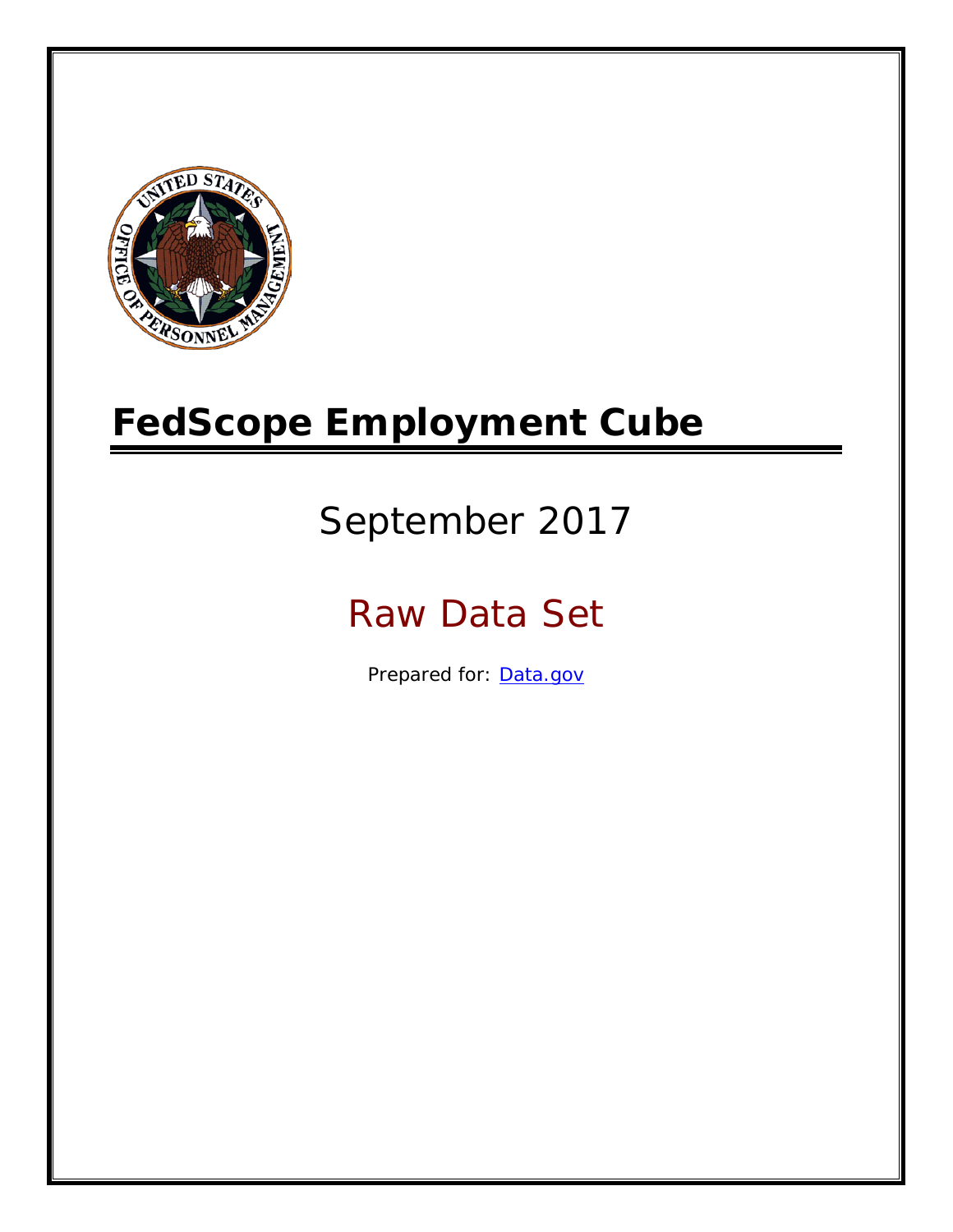# FedScope Employment Cube

September 2017

Raw Data Set

Prepared for: [Data.gov](Data.gov)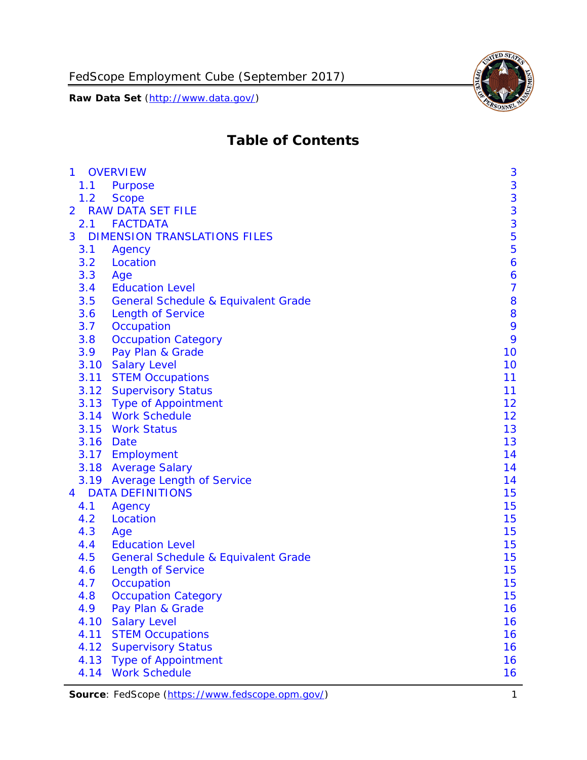# Table of Contents

| | | |
|---|---|---|
| 1 | OVERVIEW | 3 |
| 1.1 | Purpose | 3 |
| 1.2 | Scope | 3 |
| 2 | RAW DATA SET FILE | 3 |
| 2.1 | FACTDATA | 3 |
| 3 | DIMENSION TRANSLATIONS FILES | 5 |
| 3.1 | Agency | 5 |
| 3.2 | Location | 6 |
| 3.3 | Age | 6 |
| 3.4 | Education Level | 7 |
| 3.5 | General Schedule & Equivalent Grade | 8 |
| 3.6 | Length of Service | 8 |
| 3.7 | Occupation | 9 |
| 3.8 | Occupation Category | 9 |
| 3.9 | Pay Plan & Grade | 10 |
| 3.10 | Salary Level | 10 |
| 3.11 | STEM Occupations | 11 |
| 3.12 | Supervisory Status | 11 |
| 3.13 | Type of Appointment | 12 |
| 3.14 | Work Schedule | 12 |
| 3.15 | Work Status | 13 |
| 3.16 | Date | 13 |
| 3.17 | Employment | 14 |
| 3.18 | Average Salary | 14 |
| 3.19 | Average Length of Service | 14 |
| 4 | DATA DEFINITIONS | 15 |
| 4.1 | Agency | 15 |
| 4.2 | Location | 15 |
| 4.3 | Age | 15 |
| 4.4 | Education Level | 15 |
| 4.5 | General Schedule & Equivalent Grade | 15 |
| 4.6 | Length of Service | 15 |
| 4.7 | Occupation | 15 |
| 4.8 | Occupation Category | 15 |
| 4.9 | Pay Plan & Grade | 16 |
| 4.10 | Salary Level | 16 |
| 4.11 | STEM Occupations | 16 |
| 4.12 | Supervisory Status | 16 |
| 4.13 | Type of Appointment | 16 |
| 4.14 | Work Schedule | 16 |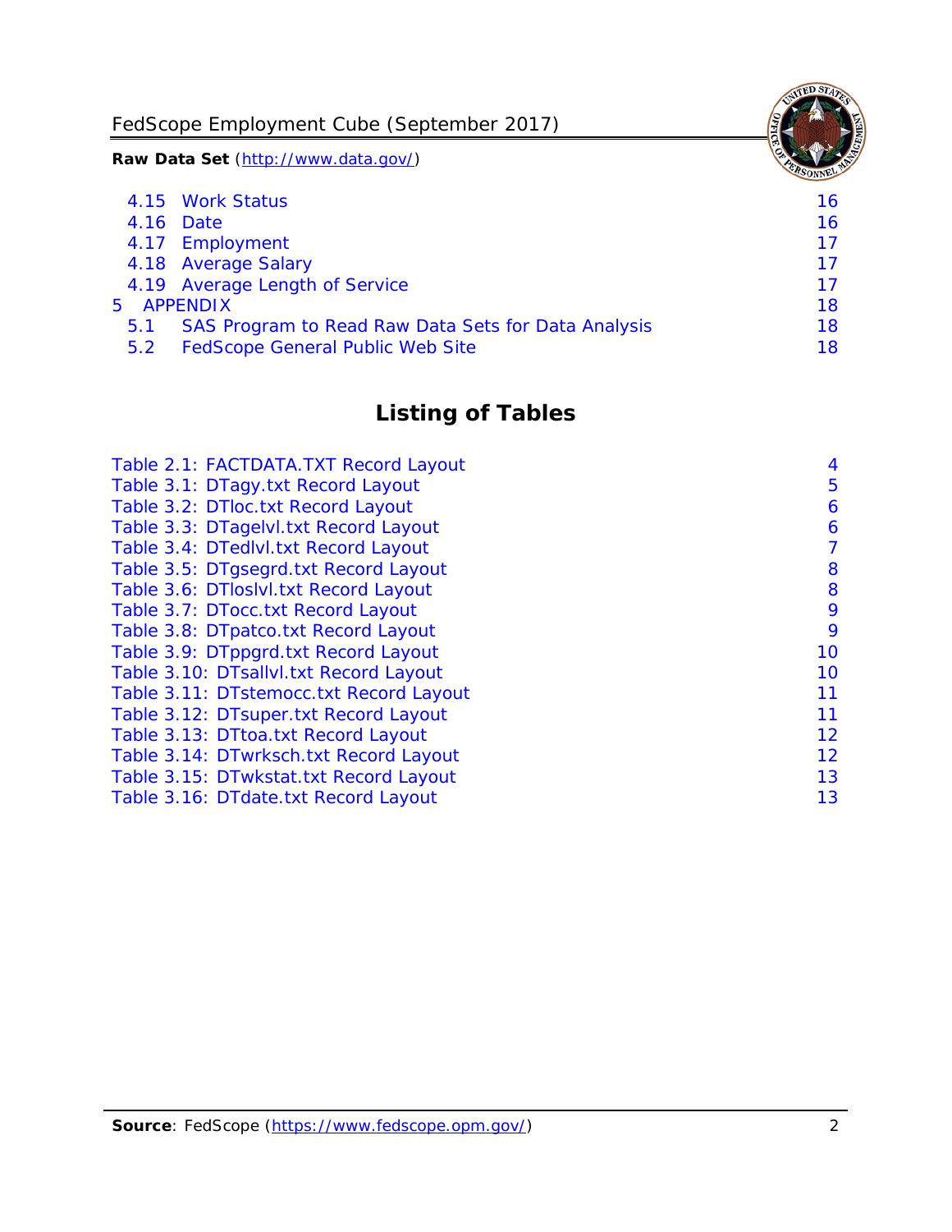4.15 Work Status 16
4.16 Date 16
4.17 Employment 17
4.18 Average Salary 17
4.19 Average Length of Service 17
5 APPENDIX 18
5.1 SAS Program to Read Raw Data Sets for Data Analysis 18
5.2 FedScope General Public Web Site 18

# Listing of Tables

Table 2.1: FACTDATA.TXT Record Layout 4
Table 3.1: DTagy.txt Record Layout 5
Table 3.2: DTloc.txt Record Layout 6
Table 3.3: DTagelvl.txt Record Layout 6
Table 3.4: DTedlvl.txt Record Layout 7
Table 3.5: DTgsegrd.txt Record Layout 8
Table 3.6: DTloslvl.txt Record Layout 8
Table 3.7: DTocc.txt Record Layout 9
Table 3.8: DTpatco.txt Record Layout 9
Table 3.9: DTppgrd.txt Record Layout 10
Table 3.10: DTsallvl.txt Record Layout 10
Table 3.11: DTstemocc.txt Record Layout 11
Table 3.12: DTsuper.txt Record Layout 11
Table 3.13: DTtoa.txt Record Layout 12
Table 3.14: DTwrksch.txt Record Layout 12
Table 3.15: DTwkstat.txt Record Layout 13
Table 3.16: DTdate.txt Record Layout 13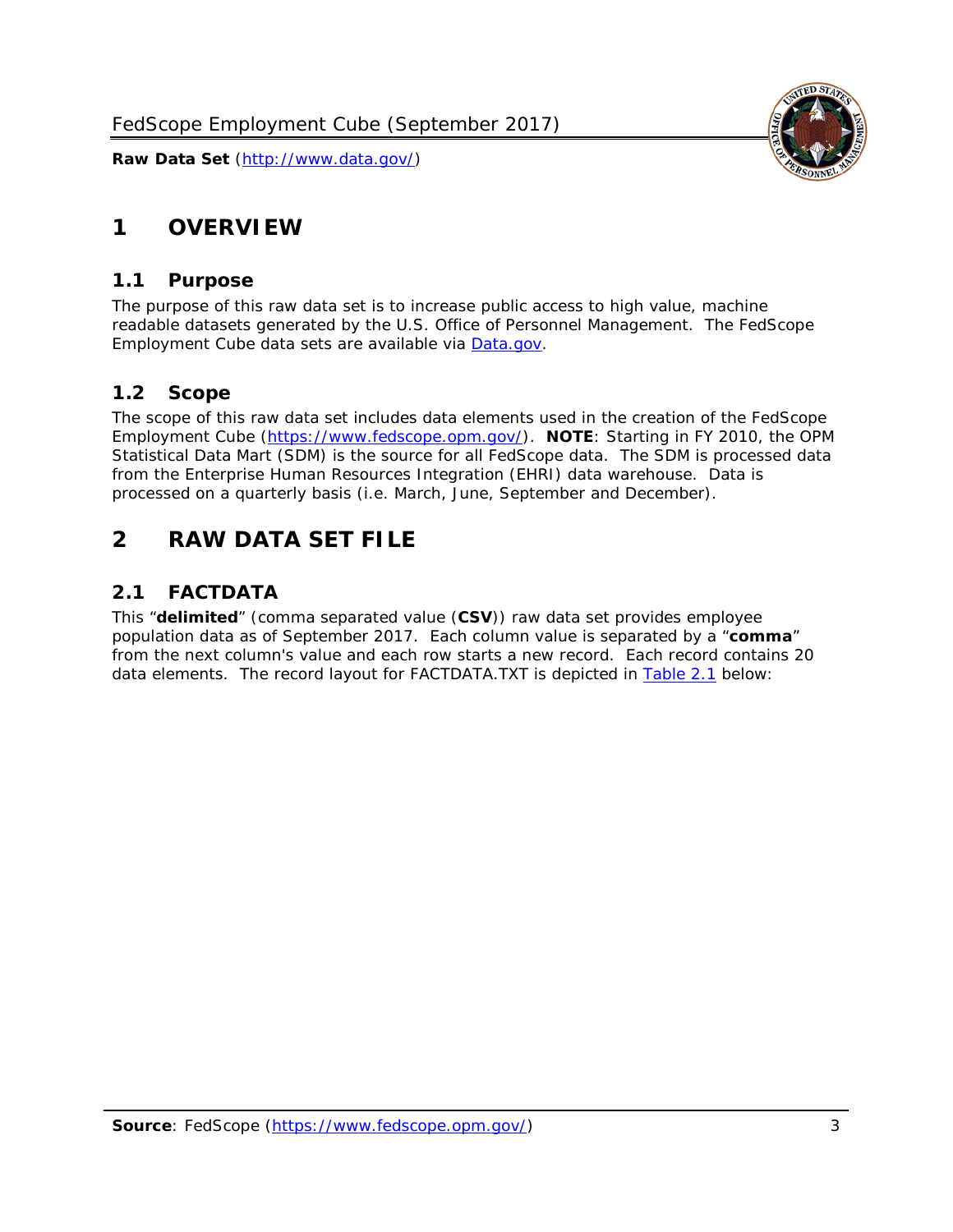# 1 OVERVIEW

## 1.1 Purpose

The purpose of this raw data set is to increase public access to high value, machine readable datasets generated by the U.S. Office of Personnel Management. The FedScope Employment Cube data sets are available via [Data.gov](http://www.data.gov/).

## 1.2 Scope

The scope of this raw data set includes data elements used in the creation of the FedScope Employment Cube ([https://www.fedscope.opm.gov/](https://www.fedscope.opm.gov/)). **NOTE**: Starting in FY 2010, the OPM Statistical Data Mart (SDM) is the source for all FedScope data. The SDM is processed data from the Enterprise Human Resources Integration (EHRI) data warehouse. Data is processed on a quarterly basis (i.e. March, June, September and December).

# 2 RAW DATA SET FILE

## 2.1 FACTDATA

This "**delimited**" (comma separated value (**CSV**)) raw data set provides employee population data as of September 2017. Each column value is separated by a "**comma**" from the next column's value and each row starts a new record. Each record contains 20 data elements. The record layout for FACTDATA.TXT is depicted in Table 2.1 below: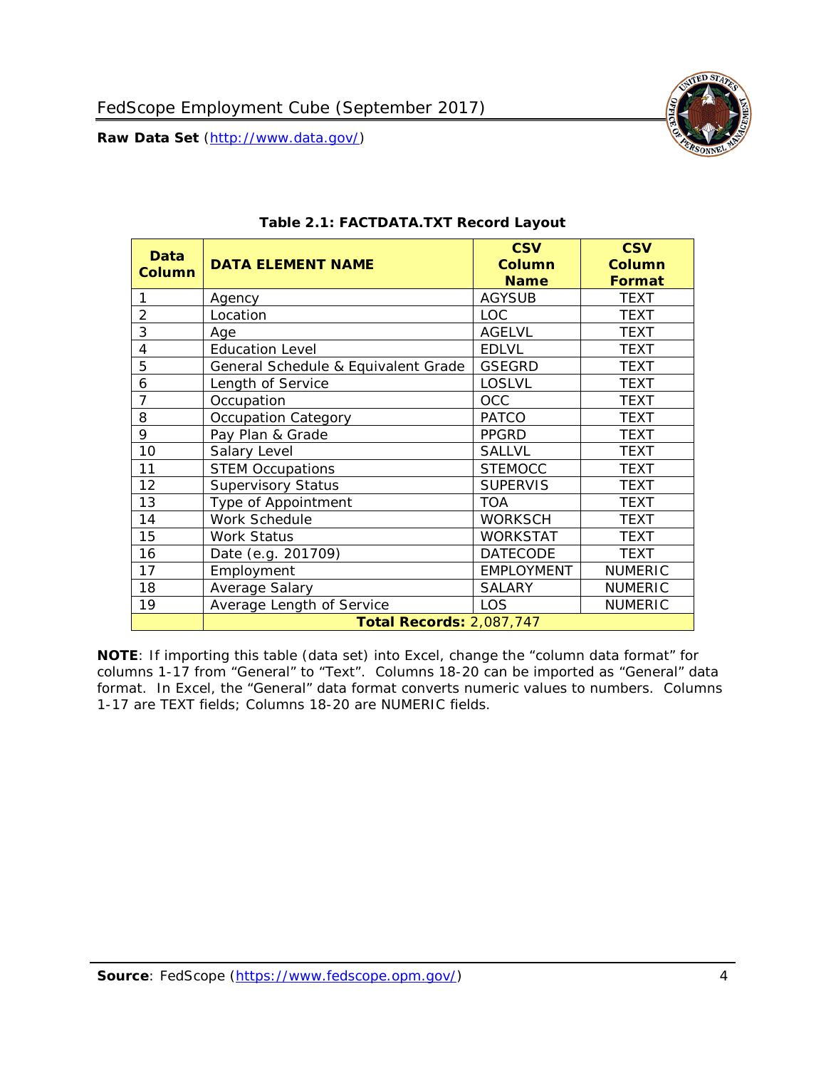**Table 2.1: FACTDATA.TXT Record Layout**

| Data Column | DATA ELEMENT NAME | CSV Column Name | CSV Column Format |
|---|---|---|---|
| 1 | Agency | AGYSUB | TEXT |
| 2 | Location | LOC | TEXT |
| 3 | Age | AGELVL | TEXT |
| 4 | Education Level | EDLVL | TEXT |
| 5 | General Schedule & Equivalent Grade | GSEGRD | TEXT |
| 6 | Length of Service | LOSLVL | TEXT |
| 7 | Occupation | OCC | TEXT |
| 8 | Occupation Category | PATCO | TEXT |
| 9 | Pay Plan & Grade | PPGRD | TEXT |
| 10 | Salary Level | SALLVL | TEXT |
| 11 | STEM Occupations | STEMOCC | TEXT |
| 12 | Supervisory Status | SUPERVIS | TEXT |
| 13 | Type of Appointment | TOA | TEXT |
| 14 | Work Schedule | WORKSCH | TEXT |
| 15 | Work Status | WORKSTAT | TEXT |
| 16 | Date (e.g. 201709) | DATECODE | TEXT |
| 17 | Employment | EMPLOYMENT | NUMERIC |
| 18 | Average Salary | SALARY | NUMERIC |
| 19 | Average Length of Service | LOS | NUMERIC |
| | **Total Records:** 2,087,747 | | |

**NOTE**: If importing this table (data set) into Excel, change the "column data format" for columns 1-17 from "General" to "Text". Columns 18-20 can be imported as "General" data format. In Excel, the "General" data format converts numeric values to numbers. Columns 1-17 are TEXT fields; Columns 18-20 are NUMERIC fields.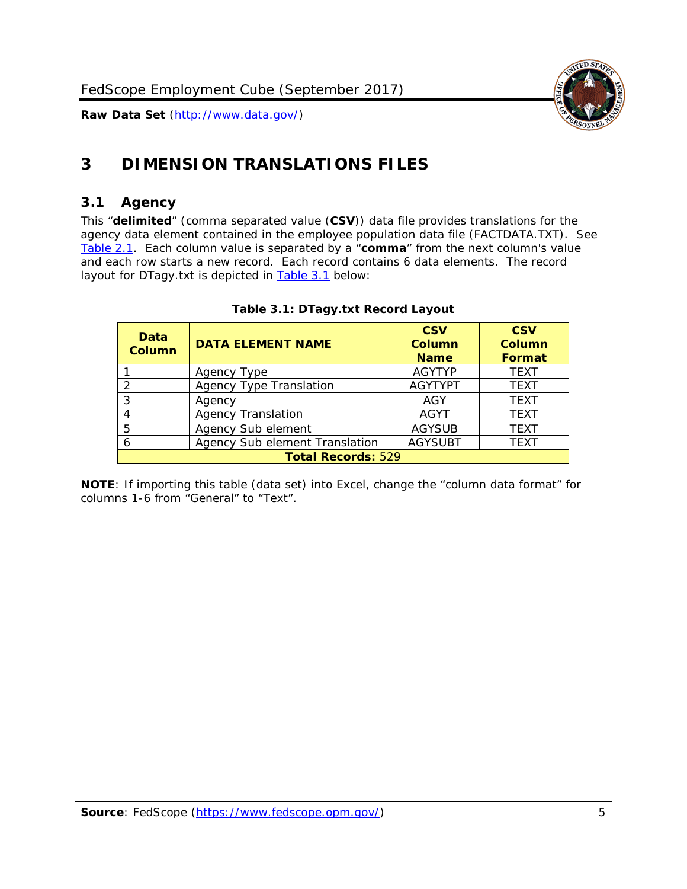# 3 DIMENSION TRANSLATIONS FILES

## 3.1 Agency

This "**delimited**" (comma separated value (**CSV**)) data file provides translations for the agency data element contained in the employee population data file (FACTDATA.TXT). See Table 2.1. Each column value is separated by a "**comma**" from the next column's value and each row starts a new record. Each record contains 6 data elements. The record layout for DTagy.txt is depicted in Table 3.1 below:

**Table 3.1: DTagy.txt Record Layout**

| Data Column | DATA ELEMENT NAME | CSV Column Name | CSV Column Format |
|---|---|---|---|
| 1 | Agency Type | AGYTYP | TEXT |
| 2 | Agency Type Translation | AGYTYPT | TEXT |
| 3 | Agency | AGY | TEXT |
| 4 | Agency Translation | AGYT | TEXT |
| 5 | Agency Sub element | AGYSUB | TEXT |
| 6 | Agency Sub element Translation | AGYSUBT | TEXT |
| **Total Records:** 529 | | | |

**NOTE**: If importing this table (data set) into Excel, change the "column data format" for columns 1-6 from "General" to "Text".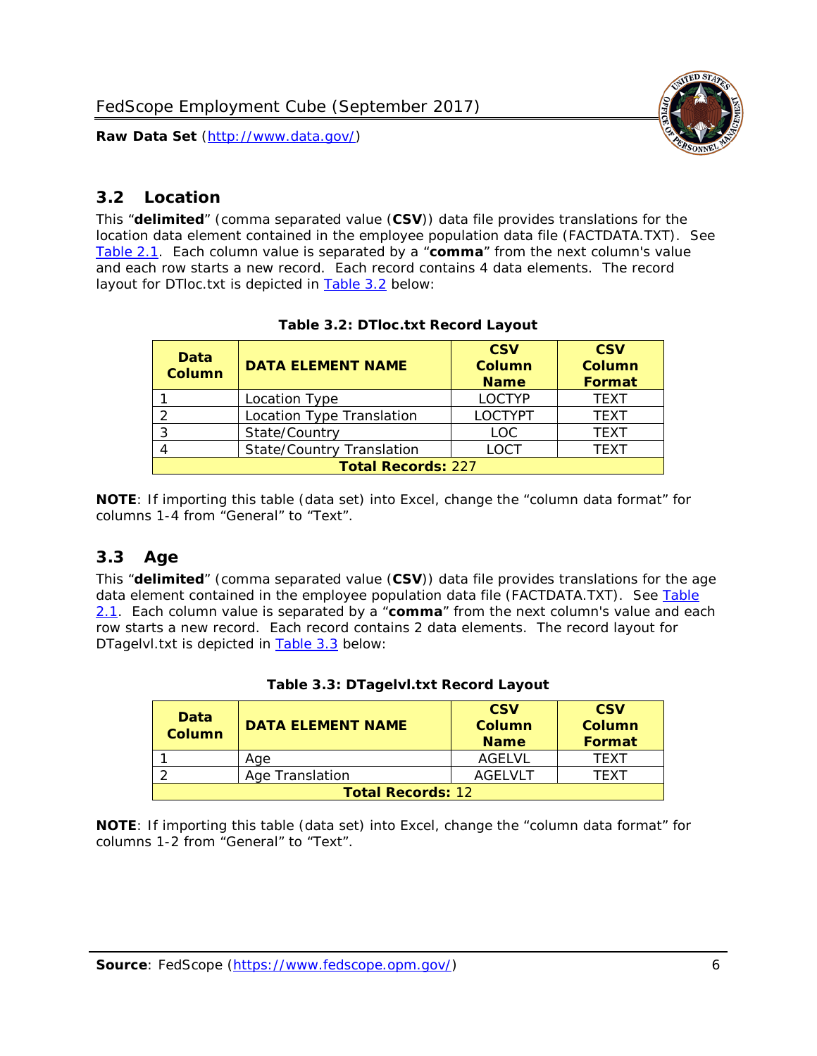## 3.2 Location

This "**delimited**" (comma separated value (**CSV**)) data file provides translations for the location data element contained in the employee population data file (FACTDATA.TXT). See Table 2.1. Each column value is separated by a "**comma**" from the next column's value and each row starts a new record. Each record contains 4 data elements. The record layout for DTloc.txt is depicted in Table 3.2 below:

**Table 3.2: DTloc.txt Record Layout**

| Data Column | DATA ELEMENT NAME | CSV Column Name | CSV Column Format |
|---|---|---|---|
| 1 | Location Type | LOCTYP | TEXT |
| 2 | Location Type Translation | LOCTYPT | TEXT |
| 3 | State/Country | LOC | TEXT |
| 4 | State/Country Translation | LOCT | TEXT |
| **Total Records:** 227 | | | |

**NOTE**: If importing this table (data set) into Excel, change the "column data format" for columns 1-4 from "General" to "Text".

## 3.3 Age

This "**delimited**" (comma separated value (**CSV**)) data file provides translations for the age data element contained in the employee population data file (FACTDATA.TXT). See Table 2.1. Each column value is separated by a "**comma**" from the next column's value and each row starts a new record. Each record contains 2 data elements. The record layout for DTagelvl.txt is depicted in Table 3.3 below:

**Table 3.3: DTagelvl.txt Record Layout**

| Data Column | DATA ELEMENT NAME | CSV Column Name | CSV Column Format |
|---|---|---|---|
| 1 | Age | AGELVL | TEXT |
| 2 | Age Translation | AGELVLT | TEXT |
| **Total Records:** 12 | | | |

**NOTE**: If importing this table (data set) into Excel, change the "column data format" for columns 1-2 from "General" to "Text".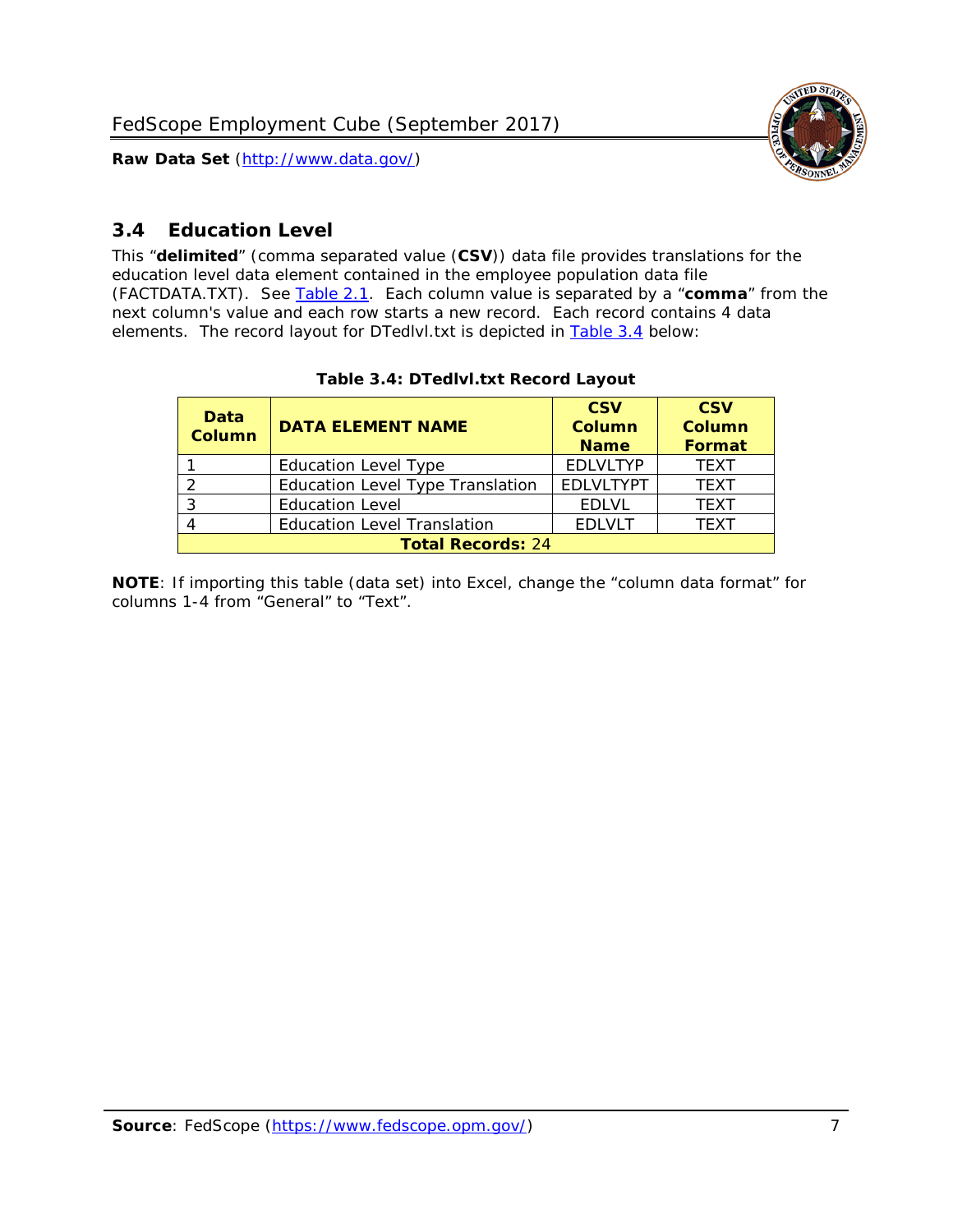## 3.4 Education Level

This "**delimited**" (comma separated value (**CSV**)) data file provides translations for the education level data element contained in the employee population data file (FACTDATA.TXT). See [Table 2.1](). Each column value is separated by a "**comma**" from the next column's value and each row starts a new record. Each record contains 4 data elements. The record layout for DTedlvl.txt is depicted in [Table 3.4]() below:

**Table 3.4: DTedlvl.txt Record Layout**

| Data Column | DATA ELEMENT NAME | CSV Column Name | CSV Column Format |
|---|---|---|---|
| 1 | Education Level Type | EDLVLTYP | TEXT |
| 2 | Education Level Type Translation | EDLVLTYPT | TEXT |
| 3 | Education Level | EDLVL | TEXT |
| 4 | Education Level Translation | EDLVLT | TEXT |
| **Total Records:** 24 | | | |

**NOTE**: If importing this table (data set) into Excel, change the "column data format" for columns 1-4 from "General" to "Text".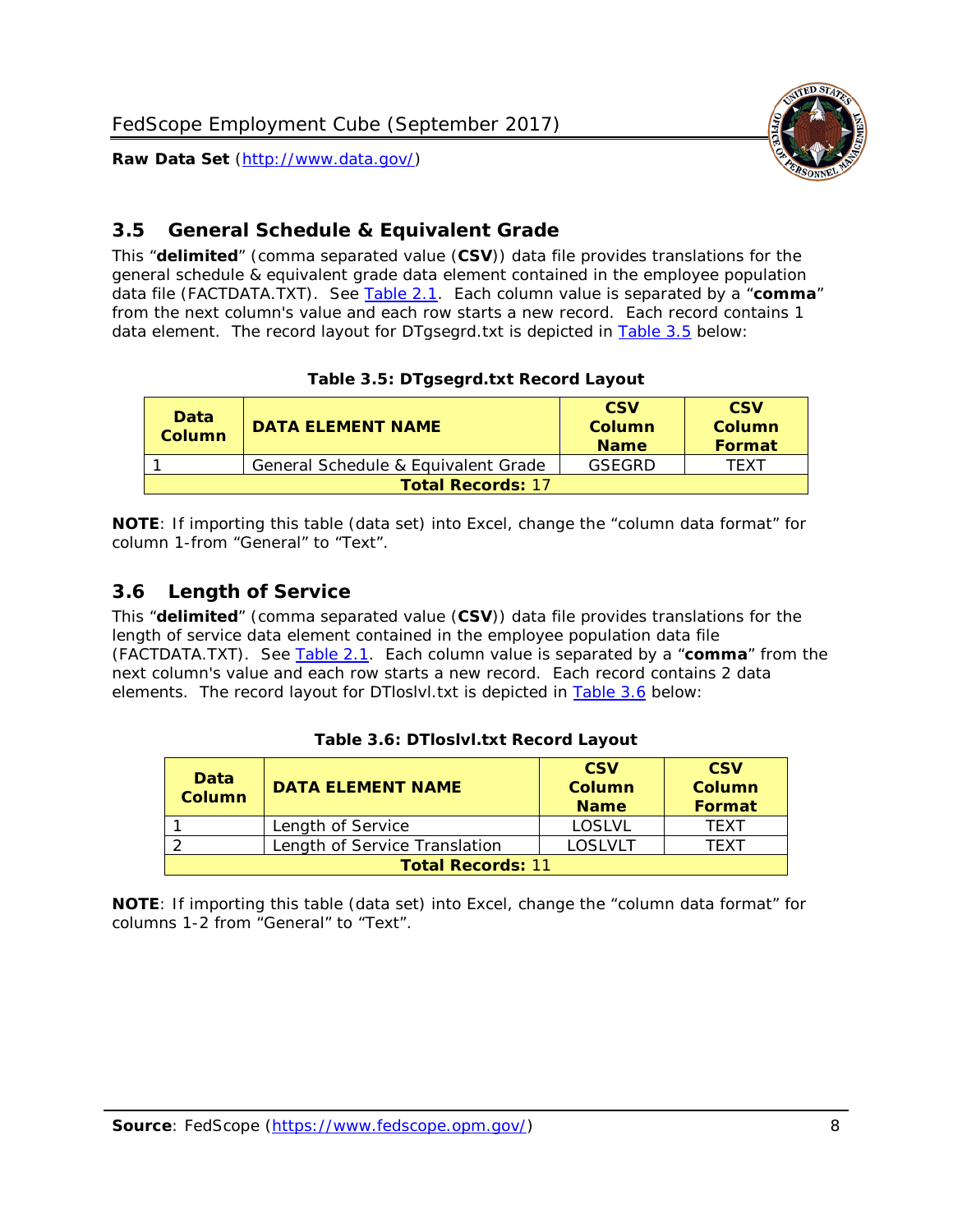## 3.5 General Schedule & Equivalent Grade

This "**delimited**" (comma separated value (**CSV**)) data file provides translations for the general schedule & equivalent grade data element contained in the employee population data file (FACTDATA.TXT). See Table 2.1. Each column value is separated by a "**comma**" from the next column's value and each row starts a new record. Each record contains 1 data element. The record layout for DTgsegrd.txt is depicted in Table 3.5 below:

**Table 3.5: DTgsegrd.txt Record Layout**

| Data Column | DATA ELEMENT NAME | CSV Column Name | CSV Column Format |
|---|---|---|---|
| 1 | General Schedule & Equivalent Grade | GSEGRD | TEXT |
| **Total Records:** 17 | | | |

**NOTE**: If importing this table (data set) into Excel, change the "column data format" for column 1-from "General" to "Text".

## 3.6 Length of Service

This "**delimited**" (comma separated value (**CSV**)) data file provides translations for the length of service data element contained in the employee population data file (FACTDATA.TXT). See Table 2.1. Each column value is separated by a "**comma**" from the next column's value and each row starts a new record. Each record contains 2 data elements. The record layout for DTloslvl.txt is depicted in Table 3.6 below:

**Table 3.6: DTloslvl.txt Record Layout**

| Data Column | DATA ELEMENT NAME | CSV Column Name | CSV Column Format |
|---|---|---|---|
| 1 | Length of Service | LOSLVL | TEXT |
| 2 | Length of Service Translation | LOSLVLT | TEXT |
| **Total Records:** 11 | | | |

**NOTE**: If importing this table (data set) into Excel, change the "column data format" for columns 1-2 from "General" to "Text".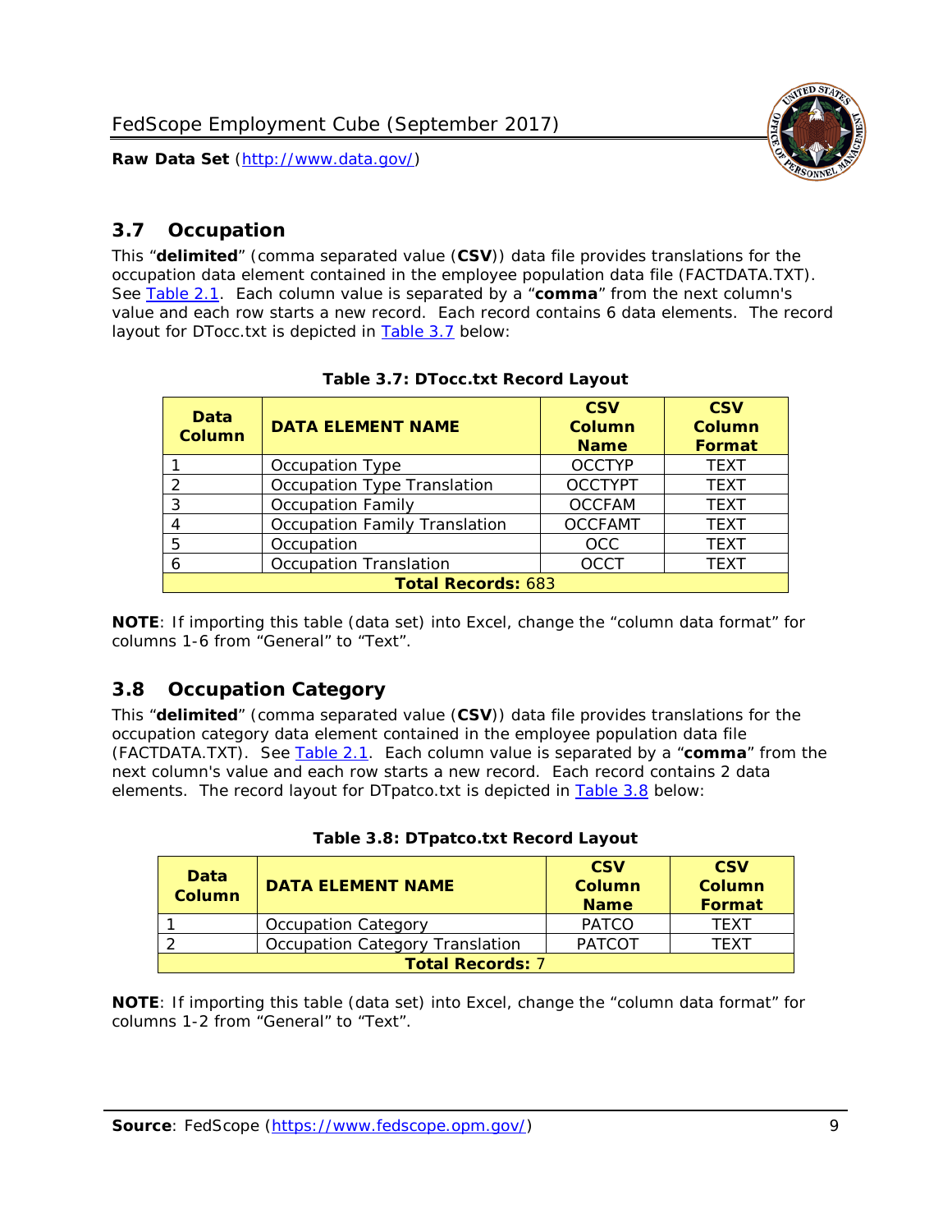## 3.7 Occupation

This "**delimited**" (comma separated value (**CSV**)) data file provides translations for the occupation data element contained in the employee population data file (FACTDATA.TXT). See Table 2.1. Each column value is separated by a "**comma**" from the next column's value and each row starts a new record. Each record contains 6 data elements. The record layout for DTocc.txt is depicted in Table 3.7 below:

**Table 3.7: DTocc.txt Record Layout**

| Data Column | DATA ELEMENT NAME | CSV Column Name | CSV Column Format |
|---|---|---|---|
| 1 | Occupation Type | OCCTYP | TEXT |
| 2 | Occupation Type Translation | OCCTYPT | TEXT |
| 3 | Occupation Family | OCCFAM | TEXT |
| 4 | Occupation Family Translation | OCCFAMT | TEXT |
| 5 | Occupation | OCC | TEXT |
| 6 | Occupation Translation | OCCT | TEXT |
| **Total Records:** 683 | | | |

**NOTE**: If importing this table (data set) into Excel, change the "column data format" for columns 1-6 from "General" to "Text".

## 3.8 Occupation Category

This "**delimited**" (comma separated value (**CSV**)) data file provides translations for the occupation category data element contained in the employee population data file (FACTDATA.TXT). See Table 2.1. Each column value is separated by a "**comma**" from the next column's value and each row starts a new record. Each record contains 2 data elements. The record layout for DTpatco.txt is depicted in Table 3.8 below:

**Table 3.8: DTpatco.txt Record Layout**

| Data Column | DATA ELEMENT NAME | CSV Column Name | CSV Column Format |
|---|---|---|---|
| 1 | Occupation Category | PATCO | TEXT |
| 2 | Occupation Category Translation | PATCOT | TEXT |
| **Total Records:** 7 | | | |

**NOTE**: If importing this table (data set) into Excel, change the "column data format" for columns 1-2 from "General" to "Text".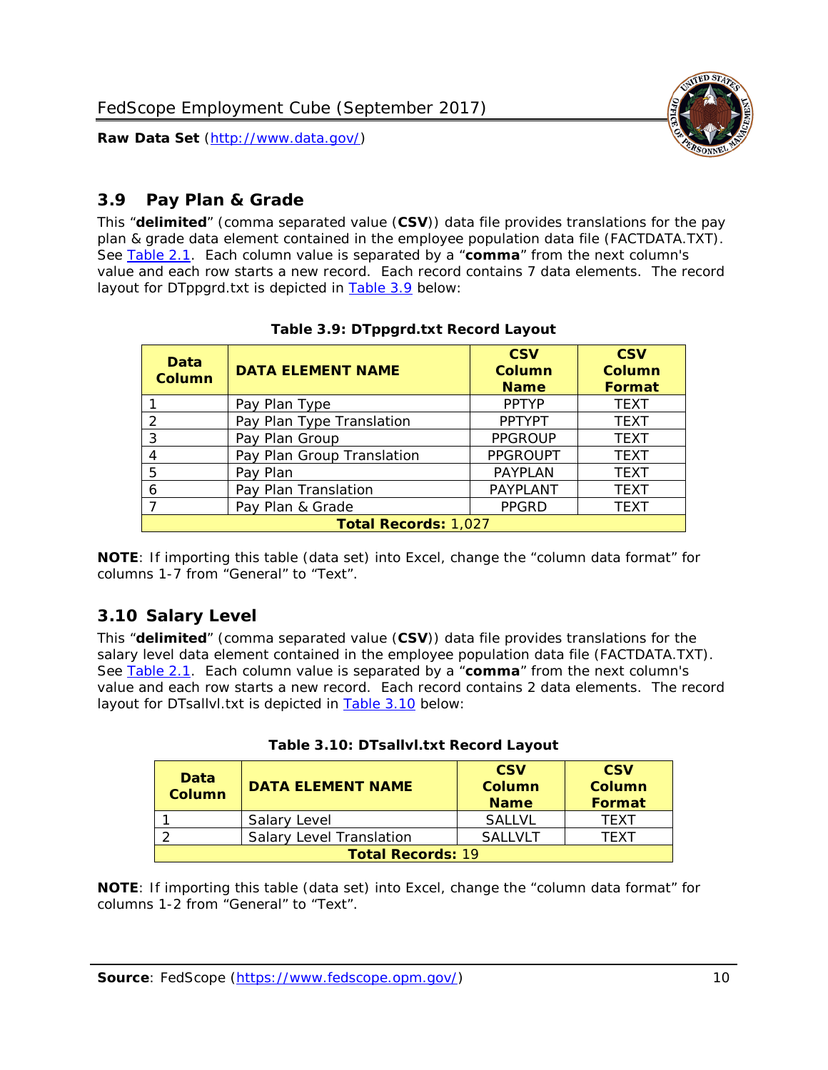## 3.9 Pay Plan & Grade

This "**delimited**" (comma separated value (**CSV**)) data file provides translations for the pay plan & grade data element contained in the employee population data file (FACTDATA.TXT). See Table 2.1. Each column value is separated by a "**comma**" from the next column's value and each row starts a new record. Each record contains 7 data elements. The record layout for DTppgrd.txt is depicted in Table 3.9 below:

**Table 3.9: DTppgrd.txt Record Layout**

| Data Column | DATA ELEMENT NAME | CSV Column Name | CSV Column Format |
|---|---|---|---|
| 1 | Pay Plan Type | PPTYP | TEXT |
| 2 | Pay Plan Type Translation | PPTYPT | TEXT |
| 3 | Pay Plan Group | PPGROUP | TEXT |
| 4 | Pay Plan Group Translation | PPGROUPT | TEXT |
| 5 | Pay Plan | PAYPLAN | TEXT |
| 6 | Pay Plan Translation | PAYPLANT | TEXT |
| 7 | Pay Plan & Grade | PPGRD | TEXT |
| **Total Records:** 1,027 | | | |

**NOTE**: If importing this table (data set) into Excel, change the "column data format" for columns 1-7 from "General" to "Text".

## 3.10 Salary Level

This "**delimited**" (comma separated value (**CSV**)) data file provides translations for the salary level data element contained in the employee population data file (FACTDATA.TXT). See Table 2.1. Each column value is separated by a "**comma**" from the next column's value and each row starts a new record. Each record contains 2 data elements. The record layout for DTsallvl.txt is depicted in Table 3.10 below:

**Table 3.10: DTsallvl.txt Record Layout**

| Data Column | DATA ELEMENT NAME | CSV Column Name | CSV Column Format |
|---|---|---|---|
| 1 | Salary Level | SALLVL | TEXT |
| 2 | Salary Level Translation | SALLVLT | TEXT |
| **Total Records:** 19 | | | |

**NOTE**: If importing this table (data set) into Excel, change the "column data format" for columns 1-2 from "General" to "Text".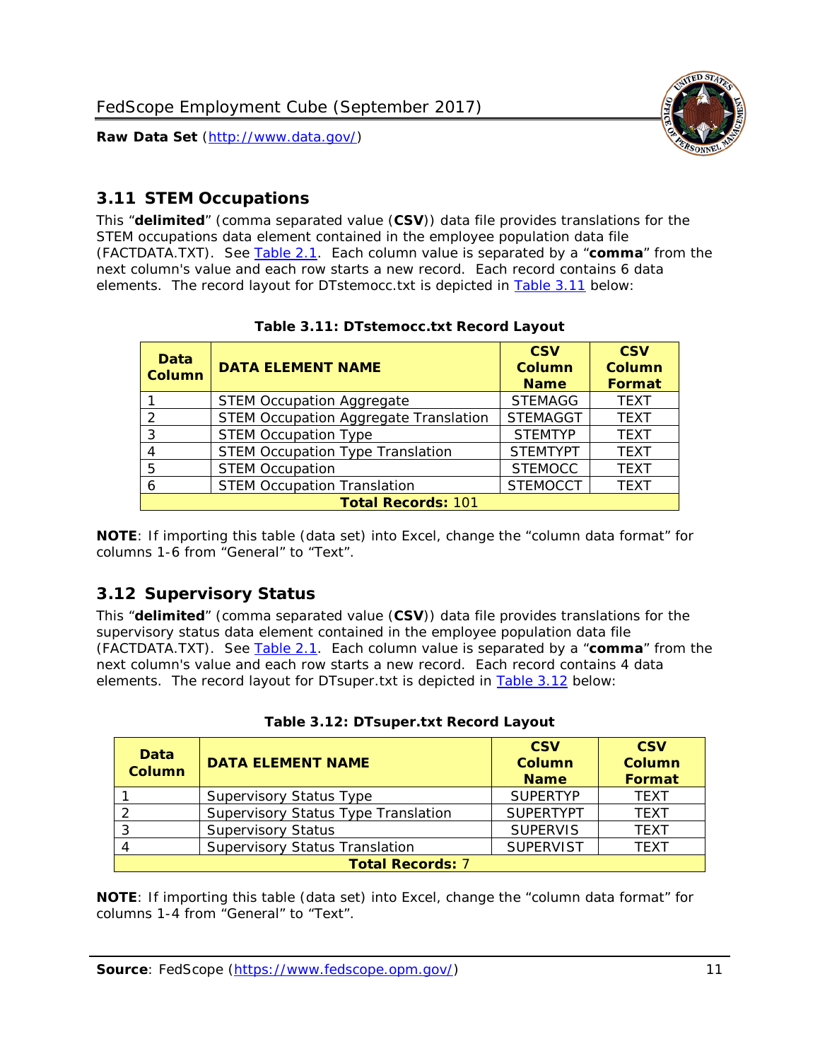## 3.11 STEM Occupations

This "**delimited**" (comma separated value (**CSV**)) data file provides translations for the STEM occupations data element contained in the employee population data file (FACTDATA.TXT). See Table 2.1. Each column value is separated by a "**comma**" from the next column's value and each row starts a new record. Each record contains 6 data elements. The record layout for DTstemocc.txt is depicted in Table 3.11 below:

**Table 3.11: DTstemocc.txt Record Layout**

| Data Column | DATA ELEMENT NAME | CSV Column Name | CSV Column Format |
|---|---|---|---|
| 1 | STEM Occupation Aggregate | STEMAGG | TEXT |
| 2 | STEM Occupation Aggregate Translation | STEMAGGT | TEXT |
| 3 | STEM Occupation Type | STEMTYP | TEXT |
| 4 | STEM Occupation Type Translation | STEMTYPT | TEXT |
| 5 | STEM Occupation | STEMOCC | TEXT |
| 6 | STEM Occupation Translation | STEMOCCT | TEXT |
| **Total Records: 101** | | | |

**NOTE**: If importing this table (data set) into Excel, change the "column data format" for columns 1-6 from "General" to "Text".

## 3.12 Supervisory Status

This "**delimited**" (comma separated value (**CSV**)) data file provides translations for the supervisory status data element contained in the employee population data file (FACTDATA.TXT). See Table 2.1. Each column value is separated by a "**comma**" from the next column's value and each row starts a new record. Each record contains 4 data elements. The record layout for DTsuper.txt is depicted in Table 3.12 below:

**Table 3.12: DTsuper.txt Record Layout**

| Data Column | DATA ELEMENT NAME | CSV Column Name | CSV Column Format |
|---|---|---|---|
| 1 | Supervisory Status Type | SUPERTYP | TEXT |
| 2 | Supervisory Status Type Translation | SUPERTYPT | TEXT |
| 3 | Supervisory Status | SUPERVIS | TEXT |
| 4 | Supervisory Status Translation | SUPERVIST | TEXT |
| **Total Records: 7** | | | |

**NOTE**: If importing this table (data set) into Excel, change the "column data format" for columns 1-4 from "General" to "Text".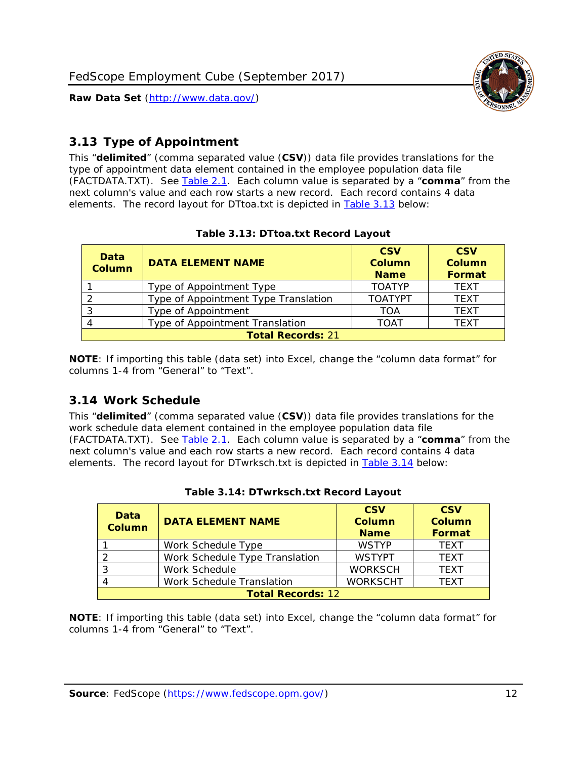## 3.13 Type of Appointment

This "**delimited**" (comma separated value (**CSV**)) data file provides translations for the type of appointment data element contained in the employee population data file (FACTDATA.TXT). See Table 2.1. Each column value is separated by a "**comma**" from the next column's value and each row starts a new record. Each record contains 4 data elements. The record layout for DTtoa.txt is depicted in Table 3.13 below:

**Table 3.13: DTtoa.txt Record Layout**

| Data Column | DATA ELEMENT NAME | CSV Column Name | CSV Column Format |
|---|---|---|---|
| 1 | Type of Appointment Type | TOATYP | TEXT |
| 2 | Type of Appointment Type Translation | TOATYPT | TEXT |
| 3 | Type of Appointment | TOA | TEXT |
| 4 | Type of Appointment Translation | TOAT | TEXT |
| **Total Records:** 21 | | | |

**NOTE**: If importing this table (data set) into Excel, change the "column data format" for columns 1-4 from "General" to "Text".

## 3.14 Work Schedule

This "**delimited**" (comma separated value (**CSV**)) data file provides translations for the work schedule data element contained in the employee population data file (FACTDATA.TXT). See Table 2.1. Each column value is separated by a "**comma**" from the next column's value and each row starts a new record. Each record contains 4 data elements. The record layout for DTwrksch.txt is depicted in Table 3.14 below:

**Table 3.14: DTwrksch.txt Record Layout**

| Data Column | DATA ELEMENT NAME | CSV Column Name | CSV Column Format |
|---|---|---|---|
| 1 | Work Schedule Type | WSTYP | TEXT |
| 2 | Work Schedule Type Translation | WSTYPT | TEXT |
| 3 | Work Schedule | WORKSCH | TEXT |
| 4 | Work Schedule Translation | WORKSCHT | TEXT |
| **Total Records:** 12 | | | |

**NOTE**: If importing this table (data set) into Excel, change the "column data format" for columns 1-4 from "General" to "Text".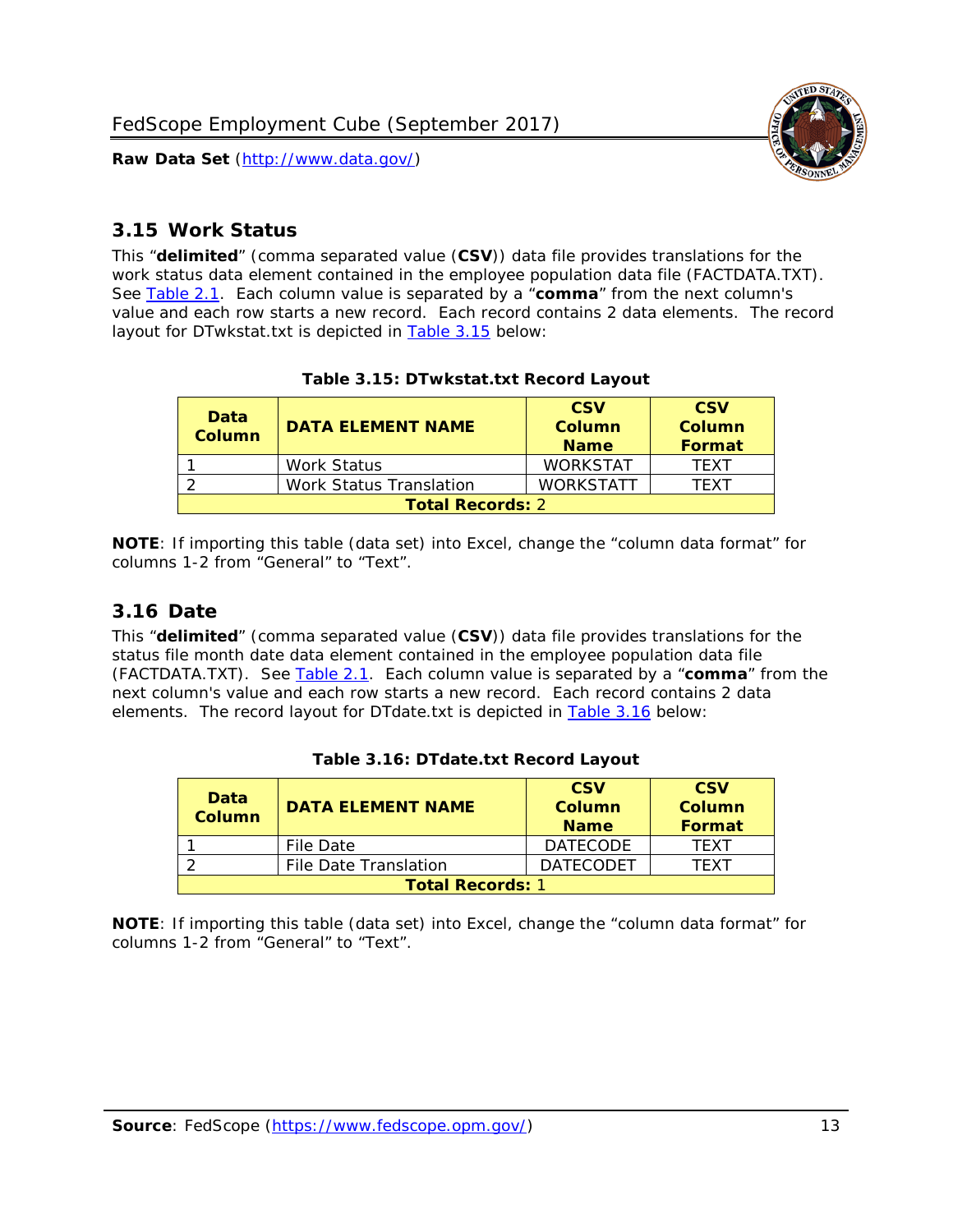## 3.15 Work Status

This "**delimited**" (comma separated value (**CSV**)) data file provides translations for the work status data element contained in the employee population data file (FACTDATA.TXT). See Table 2.1. Each column value is separated by a "**comma**" from the next column's value and each row starts a new record. Each record contains 2 data elements. The record layout for DTwkstat.txt is depicted in Table 3.15 below:

**Table 3.15: DTwkstat.txt Record Layout**

| Data Column | DATA ELEMENT NAME | CSV Column Name | CSV Column Format |
|---|---|---|---|
| 1 | Work Status | WORKSTAT | TEXT |
| 2 | Work Status Translation | WORKSTATT | TEXT |
| **Total Records:** 2 | | | |

**NOTE**: If importing this table (data set) into Excel, change the "column data format" for columns 1-2 from "General" to "Text".

## 3.16 Date

This "**delimited**" (comma separated value (**CSV**)) data file provides translations for the status file month date data element contained in the employee population data file (FACTDATA.TXT). See Table 2.1. Each column value is separated by a "**comma**" from the next column's value and each row starts a new record. Each record contains 2 data elements. The record layout for DTdate.txt is depicted in Table 3.16 below:

**Table 3.16: DTdate.txt Record Layout**

| Data Column | DATA ELEMENT NAME | CSV Column Name | CSV Column Format |
|---|---|---|---|
| 1 | File Date | DATECODE | TEXT |
| 2 | File Date Translation | DATECODET | TEXT |
| **Total Records:** 1 | | | |

**NOTE**: If importing this table (data set) into Excel, change the "column data format" for columns 1-2 from "General" to "Text".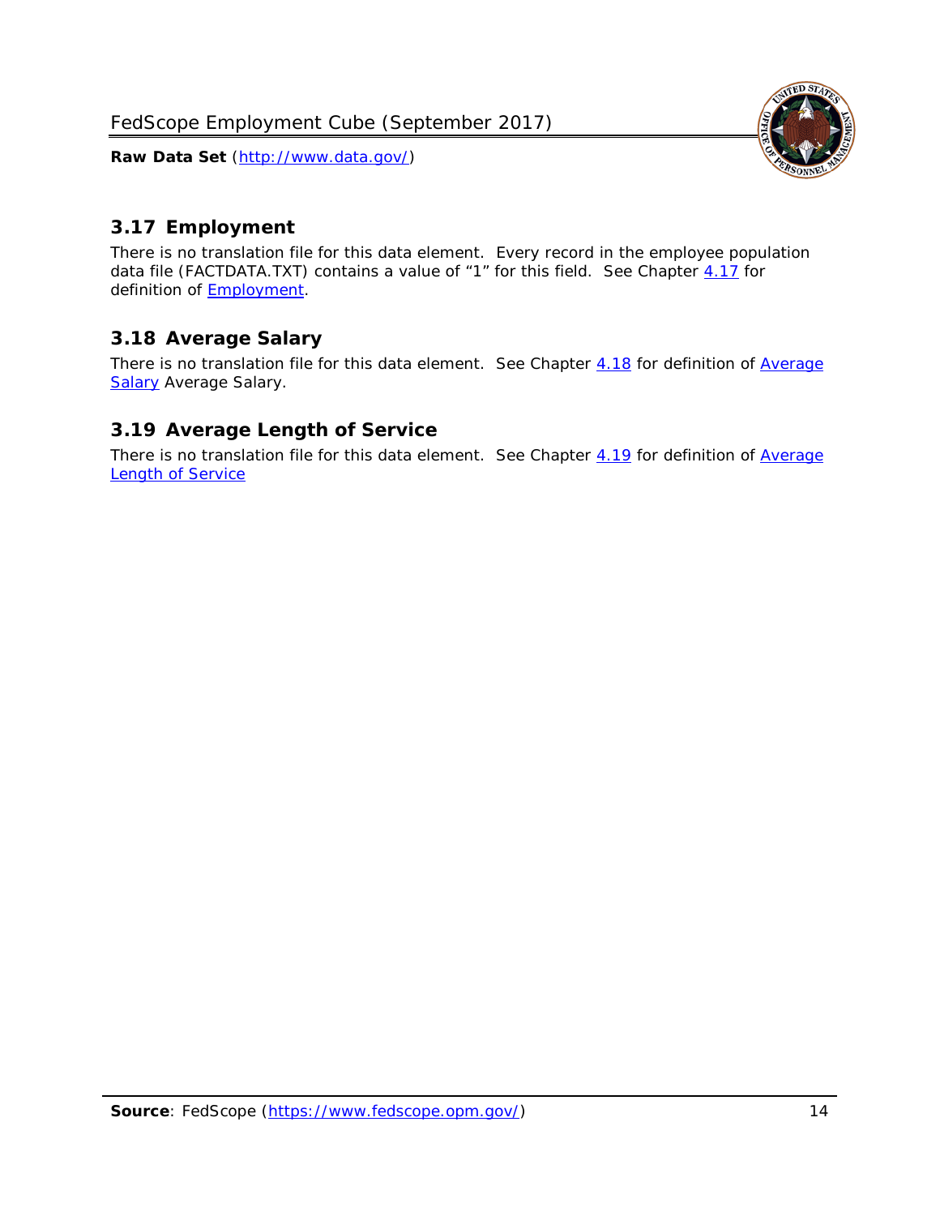## 3.17 Employment

There is no translation file for this data element. Every record in the employee population data file (FACTDATA.TXT) contains a value of "1" for this field. See Chapter 4.17 for definition of Employment.

## 3.18 Average Salary

There is no translation file for this data element. See Chapter 4.18 for definition of Average Salary Average Salary.

## 3.19 Average Length of Service

There is no translation file for this data element. See Chapter 4.19 for definition of Average Length of Service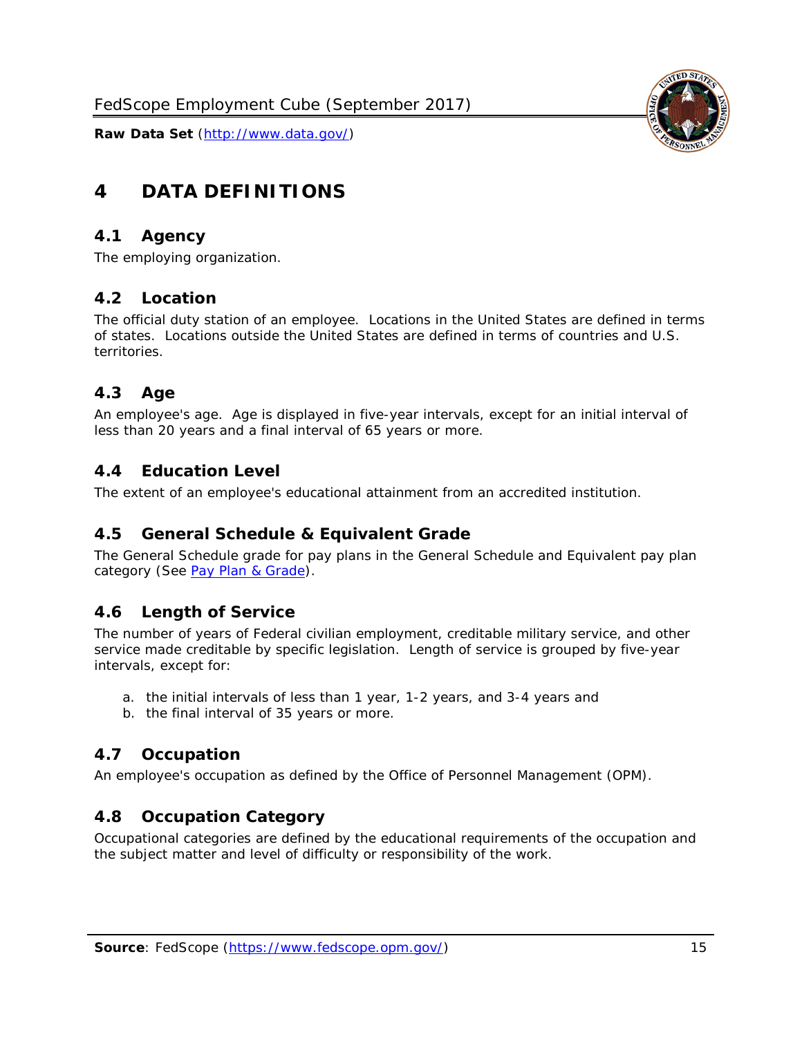# 4 DATA DEFINITIONS

## 4.1 Agency

The employing organization.

## 4.2 Location

The official duty station of an employee. Locations in the United States are defined in terms of states. Locations outside the United States are defined in terms of countries and U.S. territories.

## 4.3 Age

An employee's age. Age is displayed in five-year intervals, except for an initial interval of less than 20 years and a final interval of 65 years or more.

## 4.4 Education Level

The extent of an employee's educational attainment from an accredited institution.

## 4.5 General Schedule & Equivalent Grade

The General Schedule grade for pay plans in the General Schedule and Equivalent pay plan category (See Pay Plan & Grade).

## 4.6 Length of Service

The number of years of Federal civilian employment, creditable military service, and other service made creditable by specific legislation. Length of service is grouped by five-year intervals, except for:

a. the initial intervals of less than 1 year, 1-2 years, and 3-4 years and
b. the final interval of 35 years or more.

## 4.7 Occupation

An employee's occupation as defined by the Office of Personnel Management (OPM).

## 4.8 Occupation Category

Occupational categories are defined by the educational requirements of the occupation and the subject matter and level of difficulty or responsibility of the work.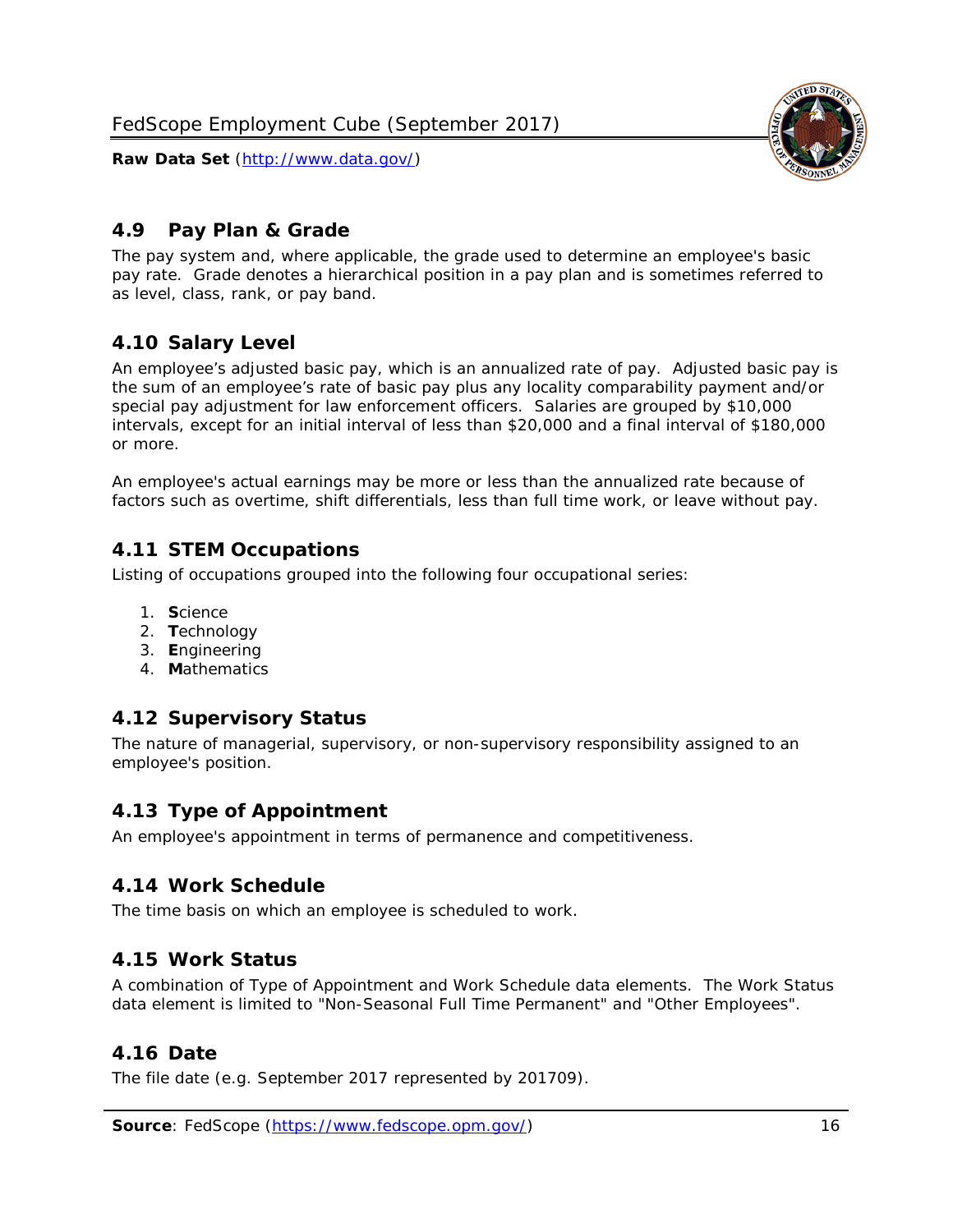## 4.9 Pay Plan & Grade

The pay system and, where applicable, the grade used to determine an employee's basic pay rate. Grade denotes a hierarchical position in a pay plan and is sometimes referred to as level, class, rank, or pay band.

## 4.10 Salary Level

An employee's adjusted basic pay, which is an annualized rate of pay. Adjusted basic pay is the sum of an employee's rate of basic pay plus any locality comparability payment and/or special pay adjustment for law enforcement officers. Salaries are grouped by $10,000 intervals, except for an initial interval of less than $20,000 and a final interval of $180,000 or more.

An employee's actual earnings may be more or less than the annualized rate because of factors such as overtime, shift differentials, less than full time work, or leave without pay.

## 4.11 STEM Occupations

Listing of occupations grouped into the following four occupational series:

1. **S**cience
2. **T**echnology
3. **E**ngineering
4. **M**athematics

## 4.12 Supervisory Status

The nature of managerial, supervisory, or non-supervisory responsibility assigned to an employee's position.

## 4.13 Type of Appointment

An employee's appointment in terms of permanence and competitiveness.

## 4.14 Work Schedule

The time basis on which an employee is scheduled to work.

## 4.15 Work Status

A combination of Type of Appointment and Work Schedule data elements. The Work Status data element is limited to "Non-Seasonal Full Time Permanent" and "Other Employees".

## 4.16 Date

The file date (e.g. September 2017 represented by 201709).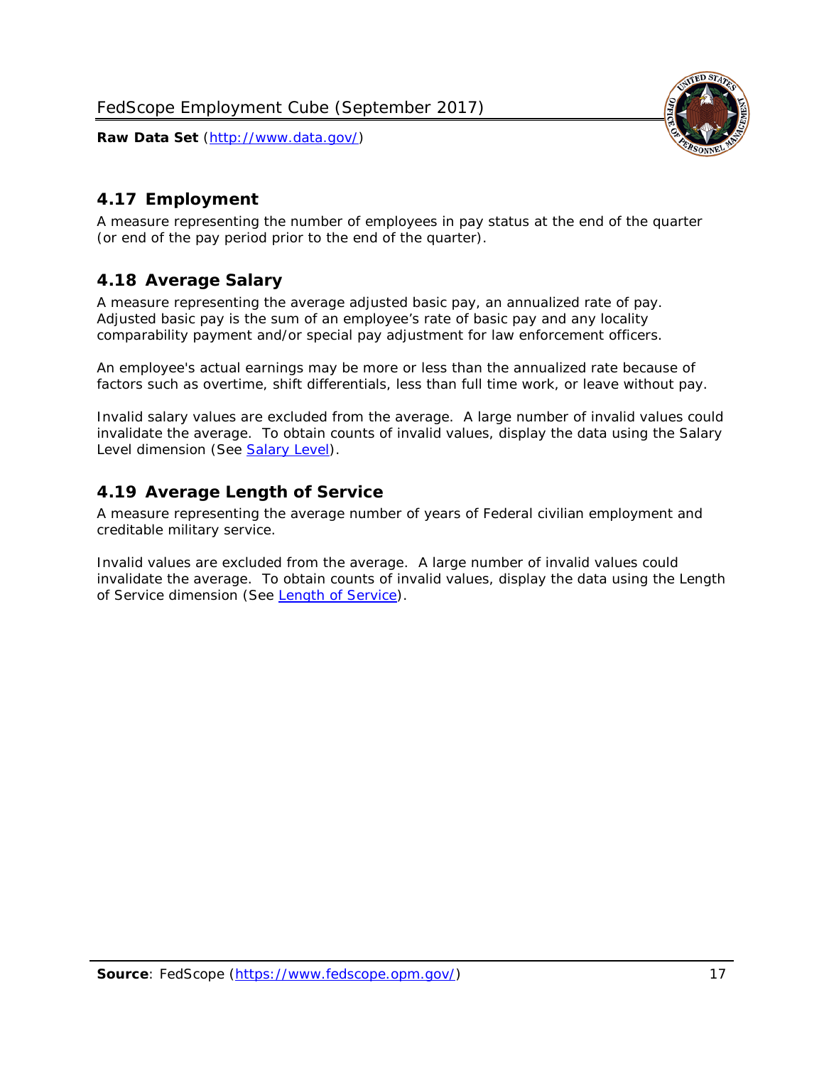## 4.17 Employment

A measure representing the number of employees in pay status at the end of the quarter (or end of the pay period prior to the end of the quarter).

## 4.18 Average Salary

A measure representing the average adjusted basic pay, an annualized rate of pay. Adjusted basic pay is the sum of an employee's rate of basic pay and any locality comparability payment and/or special pay adjustment for law enforcement officers.

An employee's actual earnings may be more or less than the annualized rate because of factors such as overtime, shift differentials, less than full time work, or leave without pay.

Invalid salary values are excluded from the average. A large number of invalid values could invalidate the average. To obtain counts of invalid values, display the data using the Salary Level dimension (See [Salary Level]).

## 4.19 Average Length of Service

A measure representing the average number of years of Federal civilian employment and creditable military service.

Invalid values are excluded from the average. A large number of invalid values could invalidate the average. To obtain counts of invalid values, display the data using the Length of Service dimension (See [Length of Service]).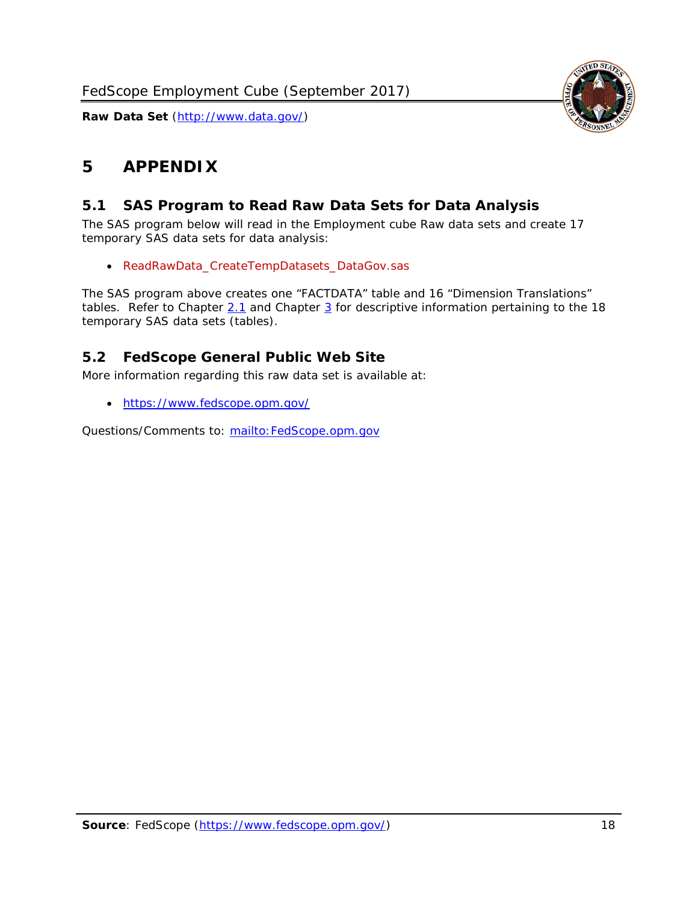# 5 APPENDIX

## 5.1 SAS Program to Read Raw Data Sets for Data Analysis

The SAS program below will read in the Employment cube Raw data sets and create 17 temporary SAS data sets for data analysis:

- ReadRawData_CreateTempDatasets_DataGov.sas

The SAS program above creates one "FACTDATA" table and 16 "Dimension Translations" tables. Refer to Chapter 2.1 and Chapter 3 for descriptive information pertaining to the 18 temporary SAS data sets (tables).

## 5.2 FedScope General Public Web Site

More information regarding this raw data set is available at:

- https://www.fedscope.opm.gov/

Questions/Comments to: mailto:FedScope.opm.gov